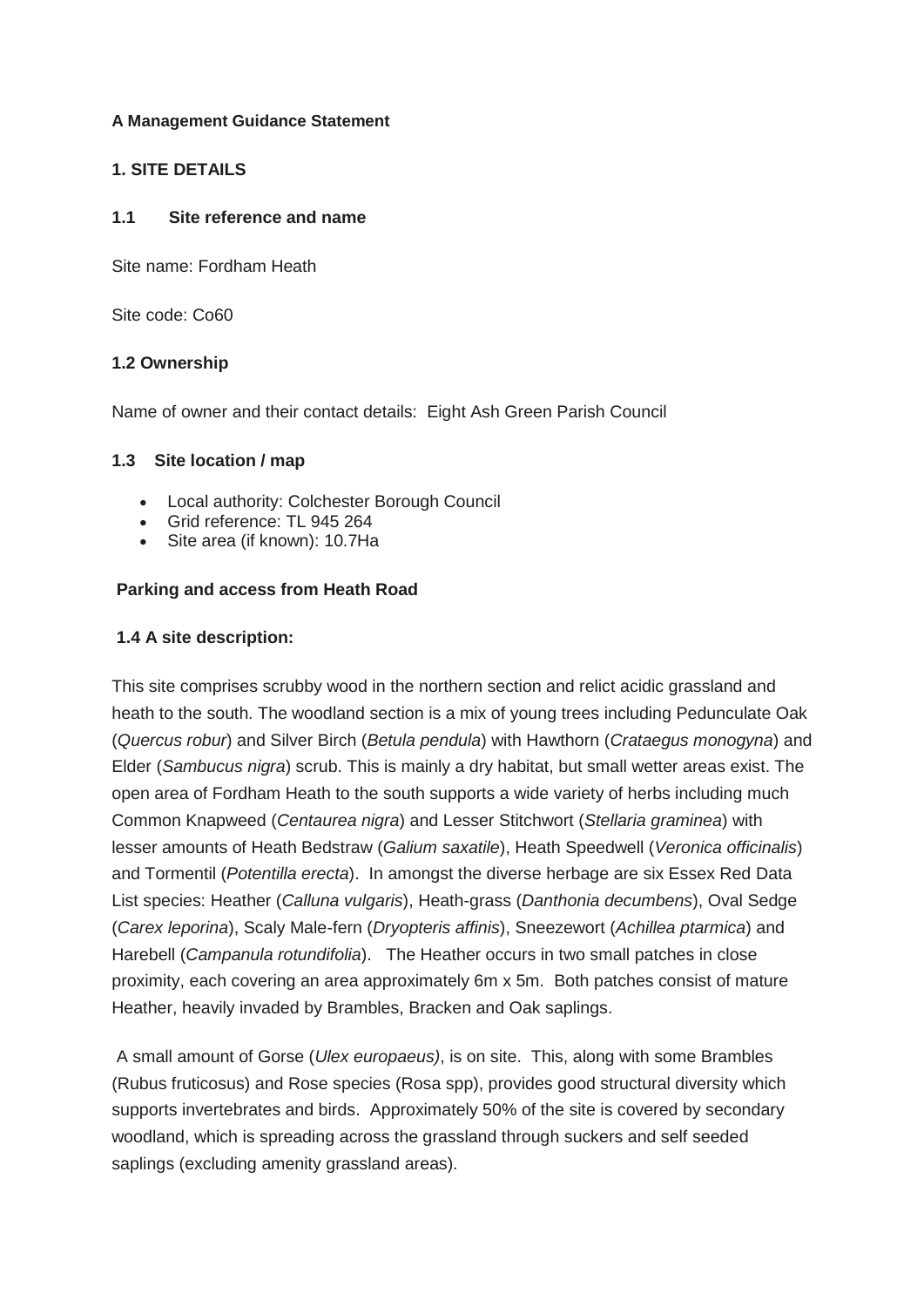**A Management Guidance Statement**

## 1. SITE DETAILS

### 1.1 Site reference and name

Site name: Fordham Heath

Site code: Co60

### 1.2 Ownership

Name of owner and their contact details: Eight Ash Green Parish Council

### 1.3 Site location / map

- Local authority: Colchester Borough Council
- Grid reference: TL 945 264
- Site area (if known): 10.7Ha

**Parking and access from Heath Road**

### 1.4 A site description:

This site comprises scrubby wood in the northern section and relict acidic grassland and heath to the south. The woodland section is a mix of young trees including Pedunculate Oak (*Quercus robur*) and Silver Birch (*Betula pendula*) with Hawthorn (*Crataegus monogyna*) and Elder (*Sambucus nigra*) scrub. This is mainly a dry habitat, but small wetter areas exist. The open area of Fordham Heath to the south supports a wide variety of herbs including much Common Knapweed (*Centaurea nigra*) and Lesser Stitchwort (*Stellaria graminea*) with lesser amounts of Heath Bedstraw (*Galium saxatile*), Heath Speedwell (*Veronica officinalis*) and Tormentil (*Potentilla erecta*). In amongst the diverse herbage are six Essex Red Data List species: Heather (*Calluna vulgaris*), Heath-grass (*Danthonia decumbens*), Oval Sedge (*Carex leporina*), Scaly Male-fern (*Dryopteris affinis*), Sneezewort (*Achillea ptarmica*) and Harebell (*Campanula rotundifolia*). The Heather occurs in two small patches in close proximity, each covering an area approximately 6m x 5m. Both patches consist of mature Heather, heavily invaded by Brambles, Bracken and Oak saplings.

A small amount of Gorse (*Ulex europaeus)*, is on site. This, along with some Brambles (Rubus fruticosus) and Rose species (Rosa spp), provides good structural diversity which supports invertebrates and birds. Approximately 50% of the site is covered by secondary woodland, which is spreading across the grassland through suckers and self seeded saplings (excluding amenity grassland areas).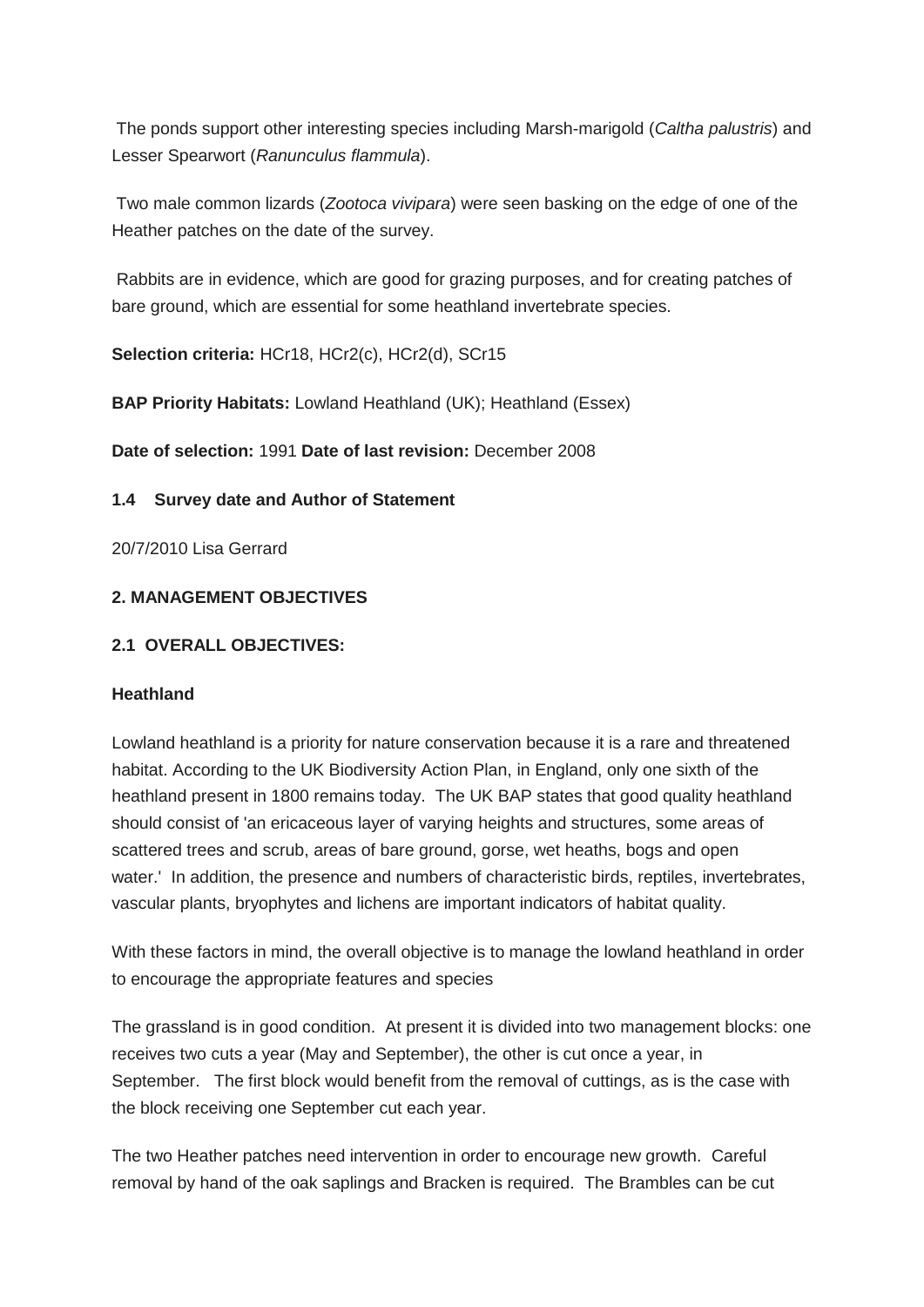The ponds support other interesting species including Marsh-marigold (*Caltha palustris*) and Lesser Spearwort (*Ranunculus flammula*).

Two male common lizards (*Zootoca vivipara*) were seen basking on the edge of one of the Heather patches on the date of the survey.

Rabbits are in evidence, which are good for grazing purposes, and for creating patches of bare ground, which are essential for some heathland invertebrate species.

**Selection criteria:** HCr18, HCr2(c), HCr2(d), SCr15

**BAP Priority Habitats:** Lowland Heathland (UK); Heathland (Essex)

**Date of selection:** 1991 **Date of last revision:** December 2008

### 1.4 Survey date and Author of Statement

20/7/2010 Lisa Gerrard

## 2. MANAGEMENT OBJECTIVES

### 2.1 OVERALL OBJECTIVES:

**Heathland**

Lowland heathland is a priority for nature conservation because it is a rare and threatened habitat. According to the UK Biodiversity Action Plan, in England, only one sixth of the heathland present in 1800 remains today. The UK BAP states that good quality heathland should consist of 'an ericaceous layer of varying heights and structures, some areas of scattered trees and scrub, areas of bare ground, gorse, wet heaths, bogs and open water.' In addition, the presence and numbers of characteristic birds, reptiles, invertebrates, vascular plants, bryophytes and lichens are important indicators of habitat quality.

With these factors in mind, the overall objective is to manage the lowland heathland in order to encourage the appropriate features and species

The grassland is in good condition. At present it is divided into two management blocks: one receives two cuts a year (May and September), the other is cut once a year, in September. The first block would benefit from the removal of cuttings, as is the case with the block receiving one September cut each year.

The two Heather patches need intervention in order to encourage new growth. Careful removal by hand of the oak saplings and Bracken is required. The Brambles can be cut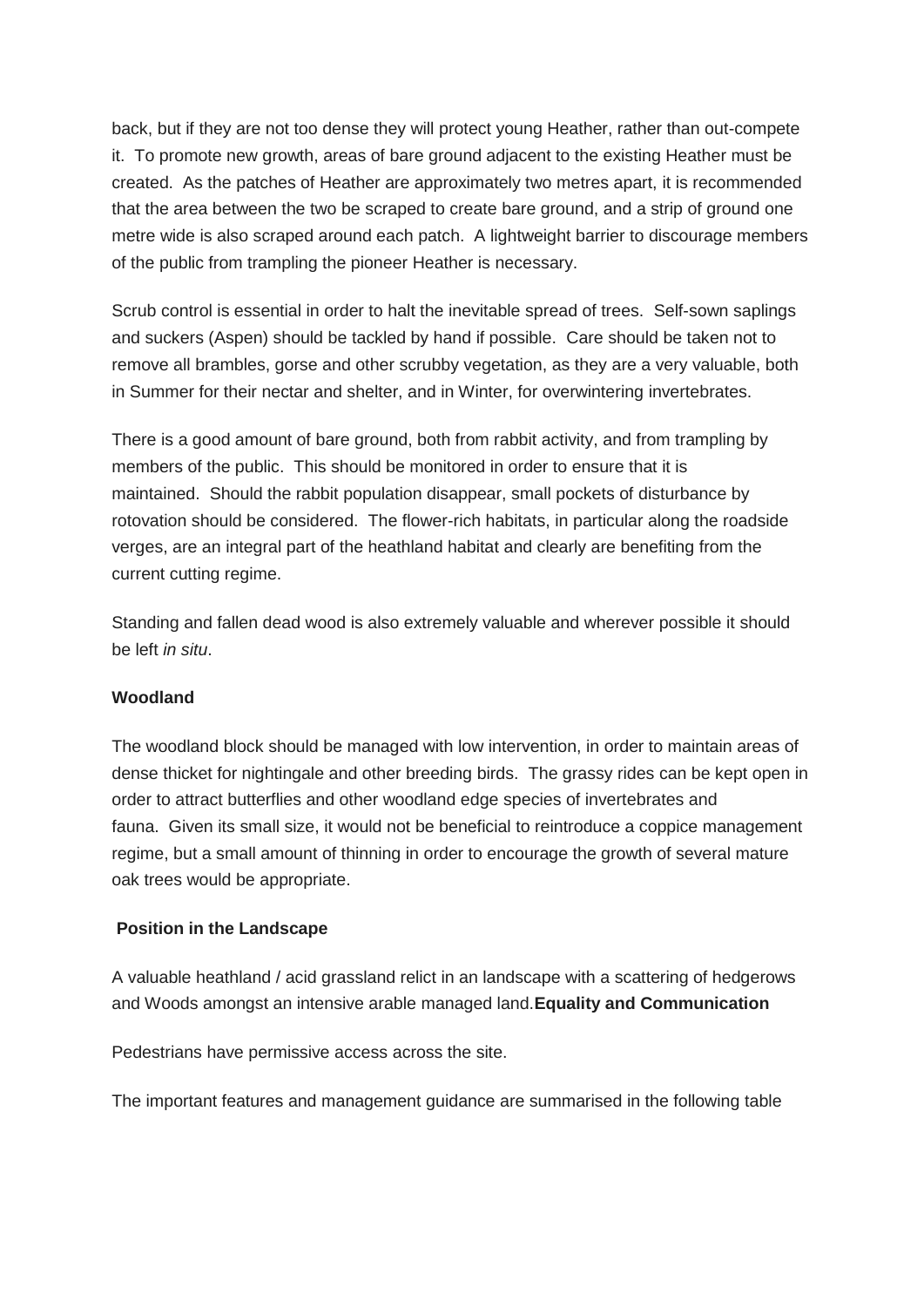back, but if they are not too dense they will protect young Heather, rather than out-compete it. To promote new growth, areas of bare ground adjacent to the existing Heather must be created. As the patches of Heather are approximately two metres apart, it is recommended that the area between the two be scraped to create bare ground, and a strip of ground one metre wide is also scraped around each patch. A lightweight barrier to discourage members of the public from trampling the pioneer Heather is necessary.

Scrub control is essential in order to halt the inevitable spread of trees. Self-sown saplings and suckers (Aspen) should be tackled by hand if possible. Care should be taken not to remove all brambles, gorse and other scrubby vegetation, as they are a very valuable, both in Summer for their nectar and shelter, and in Winter, for overwintering invertebrates.

There is a good amount of bare ground, both from rabbit activity, and from trampling by members of the public. This should be monitored in order to ensure that it is maintained. Should the rabbit population disappear, small pockets of disturbance by rotovation should be considered. The flower-rich habitats, in particular along the roadside verges, are an integral part of the heathland habitat and clearly are benefiting from the current cutting regime.

Standing and fallen dead wood is also extremely valuable and wherever possible it should be left *in situ*.

**Woodland**

The woodland block should be managed with low intervention, in order to maintain areas of dense thicket for nightingale and other breeding birds. The grassy rides can be kept open in order to attract butterflies and other woodland edge species of invertebrates and fauna. Given its small size, it would not be beneficial to reintroduce a coppice management regime, but a small amount of thinning in order to encourage the growth of several mature oak trees would be appropriate.

**Position in the Landscape**

A valuable heathland / acid grassland relict in an landscape with a scattering of hedgerows and Woods amongst an intensive arable managed land.

**Equality and Communication**

Pedestrians have permissive access across the site.

The important features and management guidance are summarised in the following table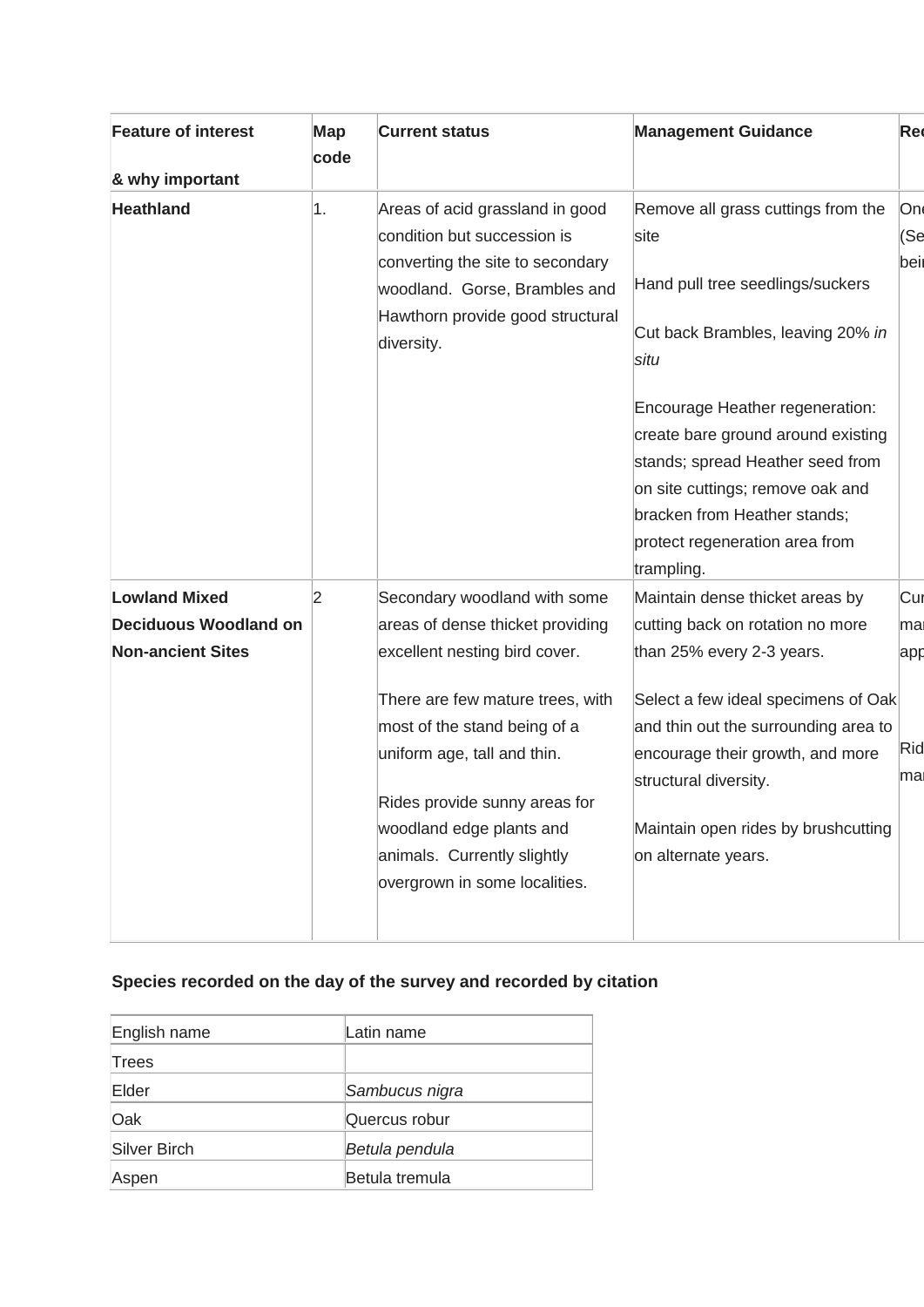| Feature of interest<br><br>& why important | Map code | Current status | Management Guidance | Rec |
|---|---|---|---|---|
| **Heathland** | 1. | Areas of acid grassland in good condition but succession is converting the site to secondary woodland. Gorse, Brambles and Hawthorn provide good structural diversity. | Remove all grass cuttings from the site<br><br>Hand pull tree seedlings/suckers<br><br>Cut back Brambles, leaving 20% *in situ*<br><br>Encourage Heather regeneration: create bare ground around existing stands; spread Heather seed from on site cuttings; remove oak and bracken from Heather stands; protect regeneration area from trampling. | One (Se bein |
| **Lowland Mixed Deciduous Woodland on Non-ancient Sites** | 2 | Secondary woodland with some areas of dense thicket providing excellent nesting bird cover.<br><br>There are few mature trees, with most of the stand being of a uniform age, tall and thin.<br><br>Rides provide sunny areas for woodland edge plants and animals. Currently slightly overgrown in some localities. | Maintain dense thicket areas by cutting back on rotation no more than 25% every 2-3 years.<br><br>Select a few ideal specimens of Oak and thin out the surrounding area to encourage their growth, and more structural diversity.<br><br>Maintain open rides by brushcutting on alternate years. | Cur mar app<br><br>Rid mar |

**Species recorded on the day of the survey and recorded by citation**

| English name | Latin name |
|---|---|
| Trees | |
| Elder | *Sambucus nigra* |
| Oak | Quercus robur |
| Silver Birch | *Betula pendula* |
| Aspen | Betula tremula |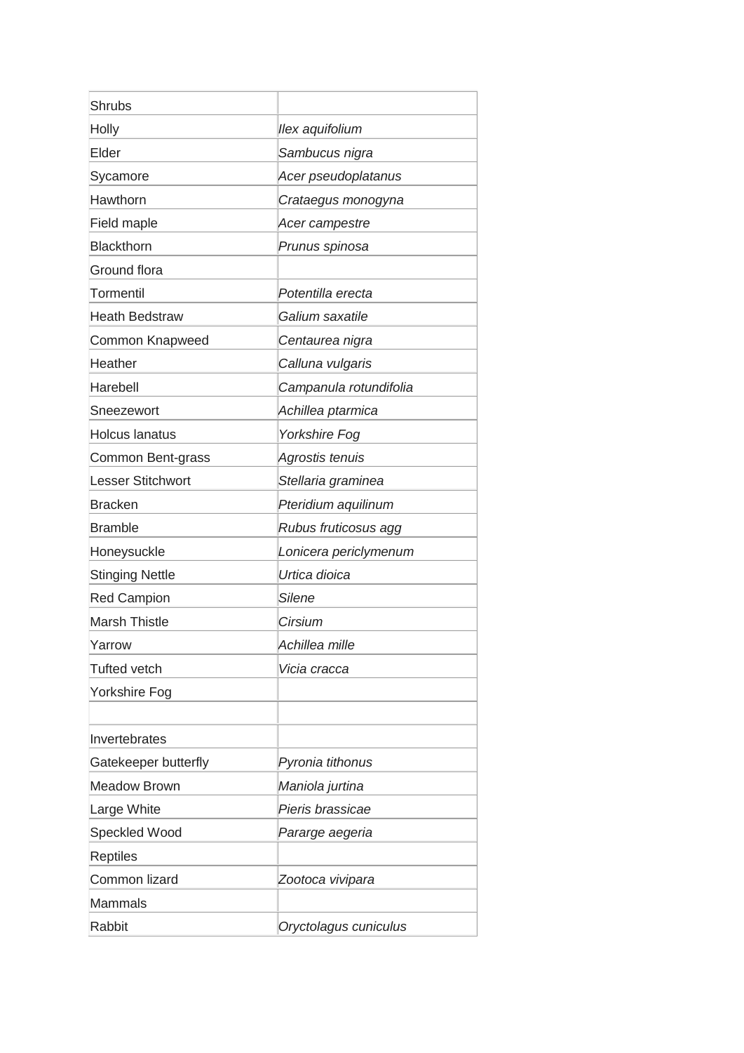| Shrubs | |
|---|---|
| Holly | *Ilex aquifolium* |
| Elder | *Sambucus nigra* |
| Sycamore | *Acer pseudoplatanus* |
| Hawthorn | *Crataegus monogyna* |
| Field maple | *Acer campestre* |
| Blackthorn | *Prunus spinosa* |
| Ground flora | |
| Tormentil | *Potentilla erecta* |
| Heath Bedstraw | *Galium saxatile* |
| Common Knapweed | *Centaurea nigra* |
| Heather | *Calluna vulgaris* |
| Harebell | *Campanula rotundifolia* |
| Sneezewort | *Achillea ptarmica* |
| Holcus lanatus | *Yorkshire Fog* |
| Common Bent-grass | *Agrostis tenuis* |
| Lesser Stitchwort | *Stellaria graminea* |
| Bracken | *Pteridium aquilinum* |
| Bramble | *Rubus fruticosus agg* |
| Honeysuckle | *Lonicera periclymenum* |
| Stinging Nettle | *Urtica dioica* |
| Red Campion | *Silene* |
| Marsh Thistle | *Cirsium* |
| Yarrow | *Achillea mille* |
| Tufted vetch | *Vicia cracca* |
| Yorkshire Fog | |
| | |
| Invertebrates | |
| Gatekeeper butterfly | *Pyronia tithonus* |
| Meadow Brown | *Maniola jurtina* |
| Large White | *Pieris brassicae* |
| Speckled Wood | *Pararge aegeria* |
| Reptiles | |
| Common lizard | *Zootoca vivipara* |
| Mammals | |
| Rabbit | *Oryctolagus cuniculus* |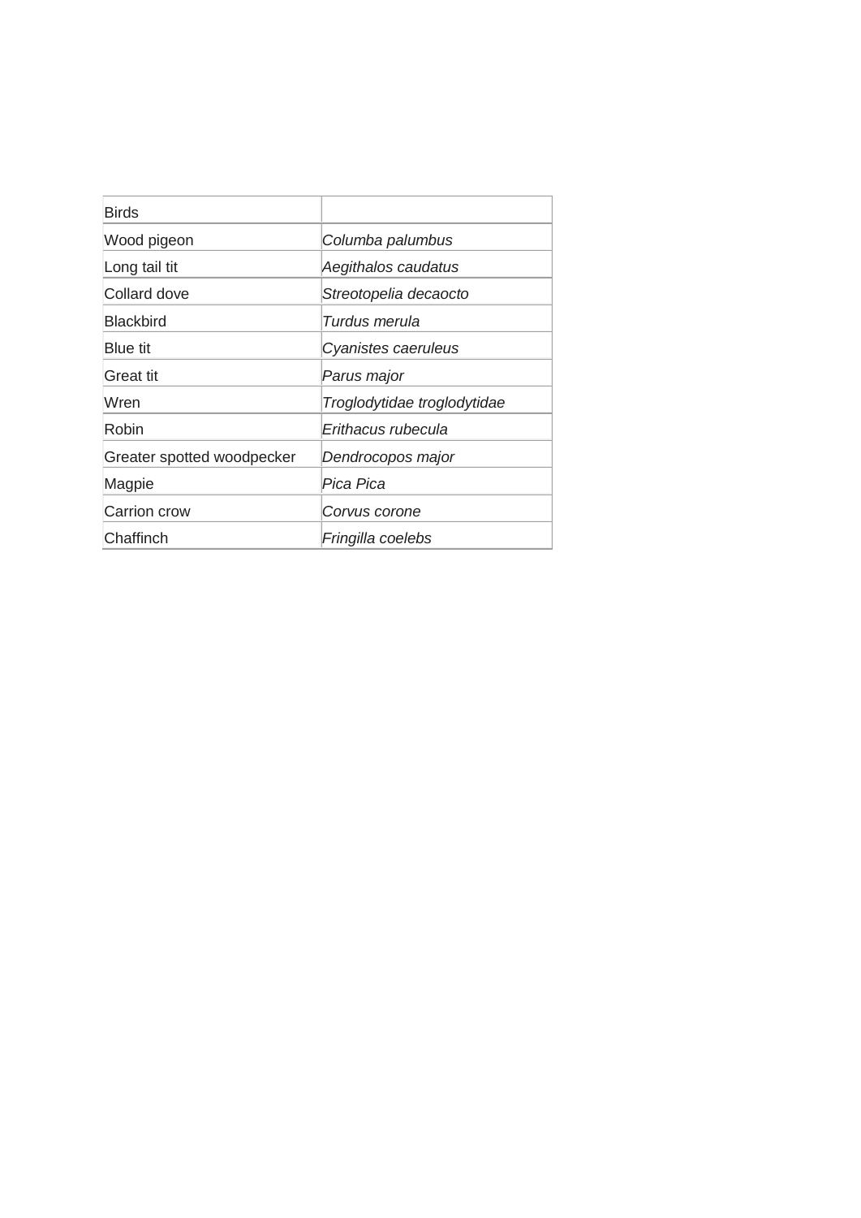| Birds | |
|---|---|
| Wood pigeon | *Columba palumbus* |
| Long tail tit | *Aegithalos caudatus* |
| Collard dove | *Streotopelia decaocto* |
| Blackbird | *Turdus merula* |
| Blue tit | *Cyanistes caeruleus* |
| Great tit | *Parus major* |
| Wren | *Troglodytidae troglodytidae* |
| Robin | *Erithacus rubecula* |
| Greater spotted woodpecker | *Dendrocopos major* |
| Magpie | *Pica Pica* |
| Carrion crow | *Corvus corone* |
| Chaffinch | *Fringilla coelebs* |